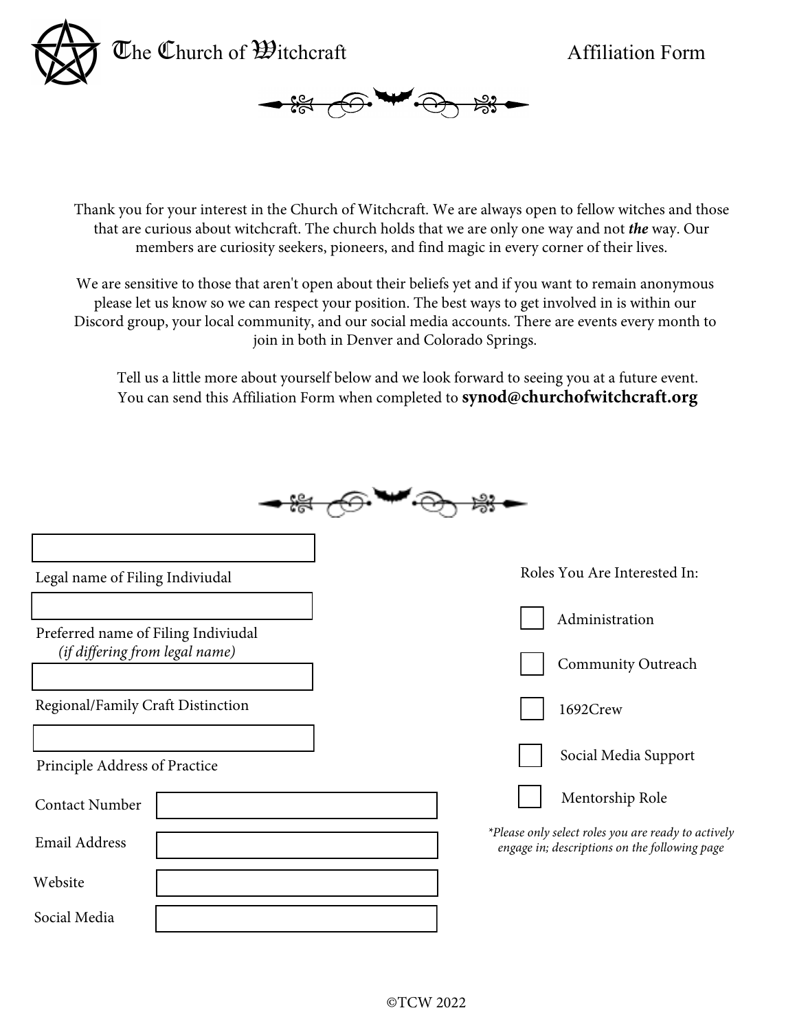# The Church of Witchcraft

## Affiliation Form

Thank you for your interest in the Church of Witchcraft. We are always open to fellow witches and those that are curious about witchcraft. The church holds that we are only one way and not ***the*** way. Our members are curiosity seekers, pioneers, and find magic in every corner of their lives.

We are sensitive to those that aren't open about their beliefs yet and if you want to remain anonymous please let us know so we can respect your position. The best ways to get involved in is within our Discord group, your local community, and our social media accounts. There are events every month to join in both in Denver and Colorado Springs.

Tell us a little more about yourself below and we look forward to seeing you at a future event. You can send this Affiliation Form when completed to **synod@churchofwitchcraft.org**

Legal name of Filing Indiviudal

Preferred name of Filing Indiviudal
*(if differing from legal name)*

Regional/Family Craft Distinction

Principle Address of Practice

Contact Number

Email Address

Website

Social Media

Roles You Are Interested In:

- [ ] Administration
- [ ] Community Outreach
- [ ] 1692Crew
- [ ] Social Media Support
- [ ] Mentorship Role

**Please only select roles you are ready to actively engage in; descriptions on the following page*

©TCW 2022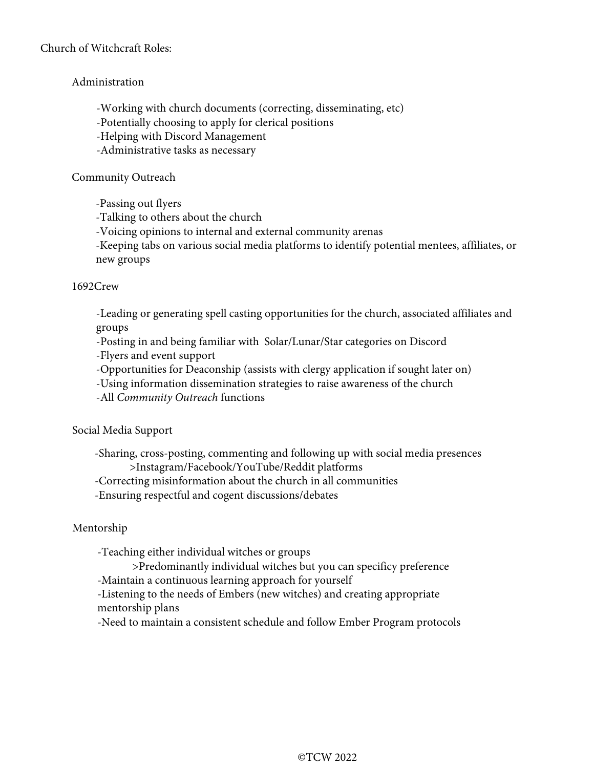Church of Witchcraft Roles:

## Administration

- Working with church documents (correcting, disseminating, etc)
- Potentially choosing to apply for clerical positions
- Helping with Discord Management
- Administrative tasks as necessary

## Community Outreach

- Passing out flyers
- Talking to others about the church
- Voicing opinions to internal and external community arenas
- Keeping tabs on various social media platforms to identify potential mentees, affiliates, or new groups

## 1692Crew

- Leading or generating spell casting opportunities for the church, associated affiliates and groups
- Posting in and being familiar with Solar/Lunar/Star categories on Discord
- Flyers and event support
- Opportunities for Deaconship (assists with clergy application if sought later on)
- Using information dissemination strategies to raise awareness of the church
- All *Community Outreach* functions

## Social Media Support

- Sharing, cross-posting, commenting and following up with social media presences
  - Instagram/Facebook/YouTube/Reddit platforms
- Correcting misinformation about the church in all communities
- Ensuring respectful and cogent discussions/debates

## Mentorship

- Teaching either individual witches or groups
  - Predominantly individual witches but you can specificy preference
- Maintain a continuous learning approach for yourself
- Listening to the needs of Embers (new witches) and creating appropriate mentorship plans
- Need to maintain a consistent schedule and follow Ember Program protocols

©TCW 2022